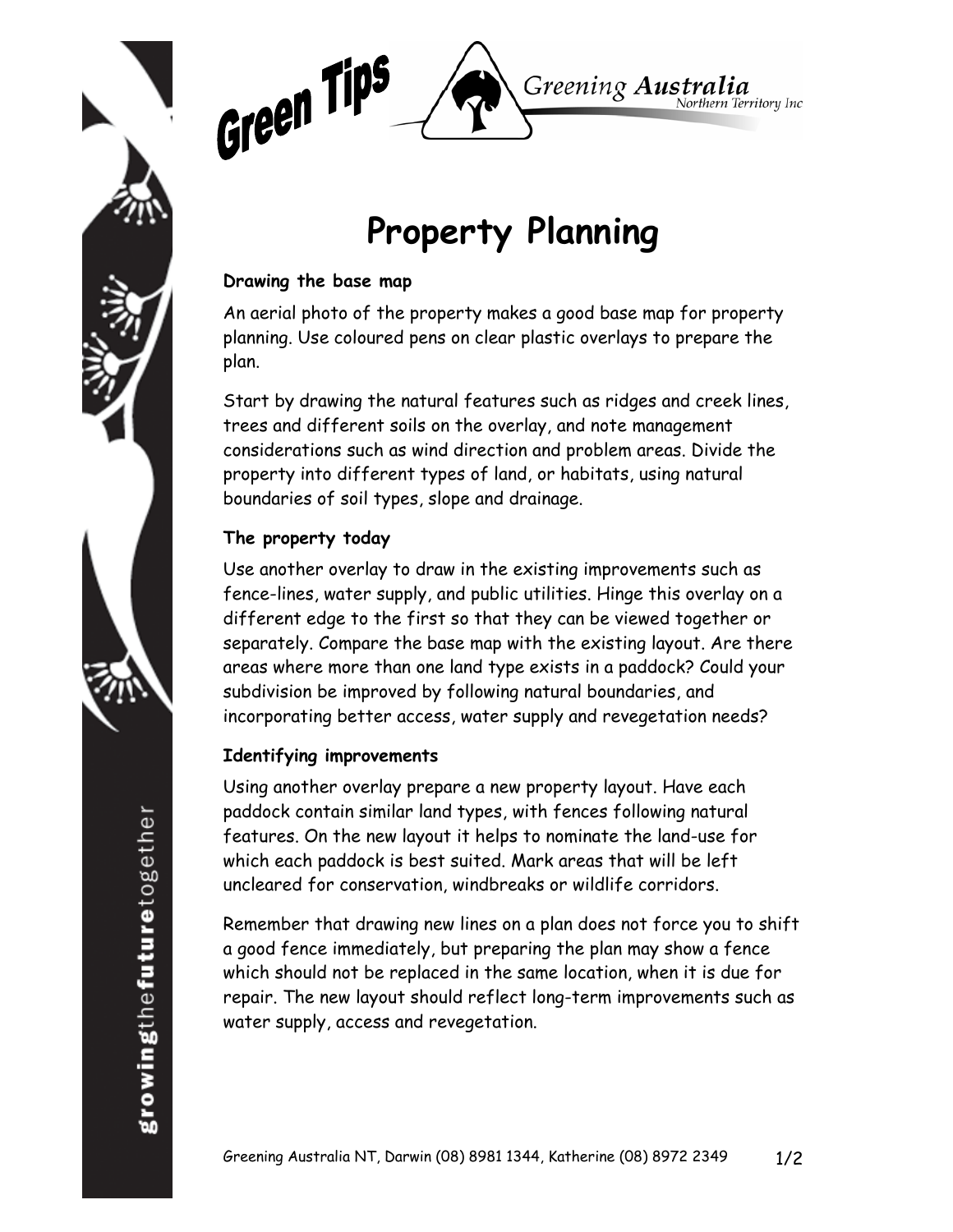# Property Planning

### Drawing the base map

An aerial photo of the property makes a good base map for property planning. Use coloured pens on clear plastic overlays to prepare the plan.

Start by drawing the natural features such as ridges and creek lines, trees and different soils on the overlay, and note management considerations such as wind direction and problem areas. Divide the property into different types of land, or habitats, using natural boundaries of soil types, slope and drainage.

### The property today

Use another overlay to draw in the existing improvements such as fence-lines, water supply, and public utilities. Hinge this overlay on a different edge to the first so that they can be viewed together or separately. Compare the base map with the existing layout. Are there areas where more than one land type exists in a paddock? Could your subdivision be improved by following natural boundaries, and incorporating better access, water supply and revegetation needs?

### Identifying improvements

Using another overlay prepare a new property layout. Have each paddock contain similar land types, with fences following natural features. On the new layout it helps to nominate the land-use for which each paddock is best suited. Mark areas that will be left uncleared for conservation, windbreaks or wildlife corridors.

Remember that drawing new lines on a plan does not force you to shift a good fence immediately, but preparing the plan may show a fence which should not be replaced in the same location, when it is due for repair. The new layout should reflect long-term improvements such as water supply, access and revegetation.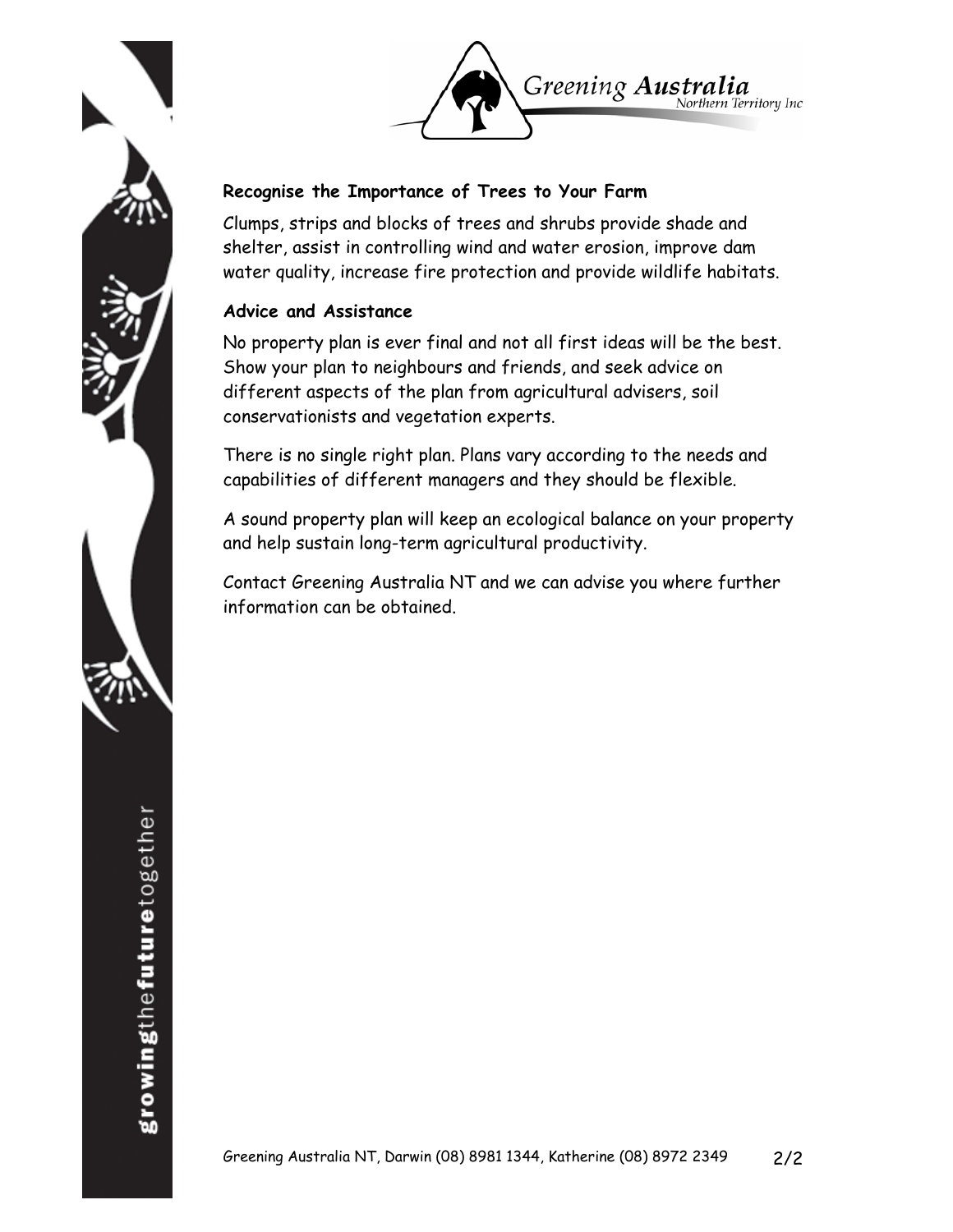### Recognise the Importance of Trees to Your Farm

Clumps, strips and blocks of trees and shrubs provide shade and shelter, assist in controlling wind and water erosion, improve dam water quality, increase fire protection and provide wildlife habitats.

### Advice and Assistance

No property plan is ever final and not all first ideas will be the best. Show your plan to neighbours and friends, and seek advice on different aspects of the plan from agricultural advisers, soil conservationists and vegetation experts.

There is no single right plan. Plans vary according to the needs and capabilities of different managers and they should be flexible.

A sound property plan will keep an ecological balance on your property and help sustain long-term agricultural productivity.

Contact Greening Australia NT and we can advise you where further information can be obtained.